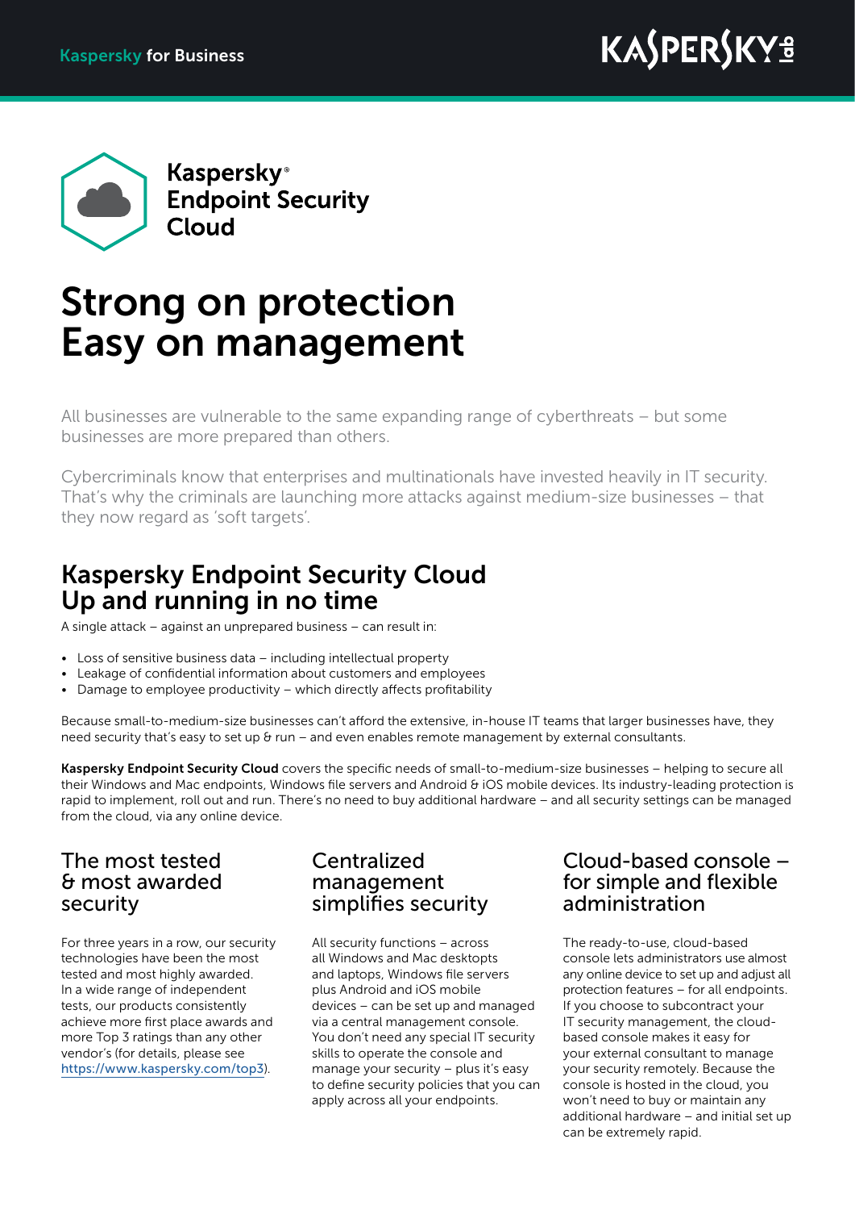Kaspersky for Business

# Kaspersky® Endpoint Security Cloud

# Strong on protection Easy on management

All businesses are vulnerable to the same expanding range of cyberthreats – but some businesses are more prepared than others.

Cybercriminals know that enterprises and multinationals have invested heavily in IT security. That's why the criminals are launching more attacks against medium-size businesses – that they now regard as 'soft targets'.

## Kaspersky Endpoint Security Cloud Up and running in no time

A single attack – against an unprepared business – can result in:

- Loss of sensitive business data – including intellectual property
- Leakage of confidential information about customers and employees
- Damage to employee productivity – which directly affects profitability

Because small-to-medium-size businesses can't afford the extensive, in-house IT teams that larger businesses have, they need security that's easy to set up & run – and even enables remote management by external consultants.

**Kaspersky Endpoint Security Cloud** covers the specific needs of small-to-medium-size businesses – helping to secure all their Windows and Mac endpoints, Windows file servers and Android & iOS mobile devices. Its industry-leading protection is rapid to implement, roll out and run. There's no need to buy additional hardware – and all security settings can be managed from the cloud, via any online device.

### The most tested & most awarded security

For three years in a row, our security technologies have been the most tested and most highly awarded. In a wide range of independent tests, our products consistently achieve more first place awards and more Top 3 ratings than any other vendor's (for details, please see https://www.kaspersky.com/top3).

### Centralized management simplifies security

All security functions – across all Windows and Mac desktops and laptops, Windows file servers plus Android and iOS mobile devices – can be set up and managed via a central management console. You don't need any special IT security skills to operate the console and manage your security – plus it's easy to define security policies that you can apply across all your endpoints.

### Cloud-based console – for simple and flexible administration

The ready-to-use, cloud-based console lets administrators use almost any online device to set up and adjust all protection features – for all endpoints. If you choose to subcontract your IT security management, the cloud-based console makes it easy for your external consultant to manage your security remotely. Because the console is hosted in the cloud, you won't need to buy or maintain any additional hardware – and initial set up can be extremely rapid.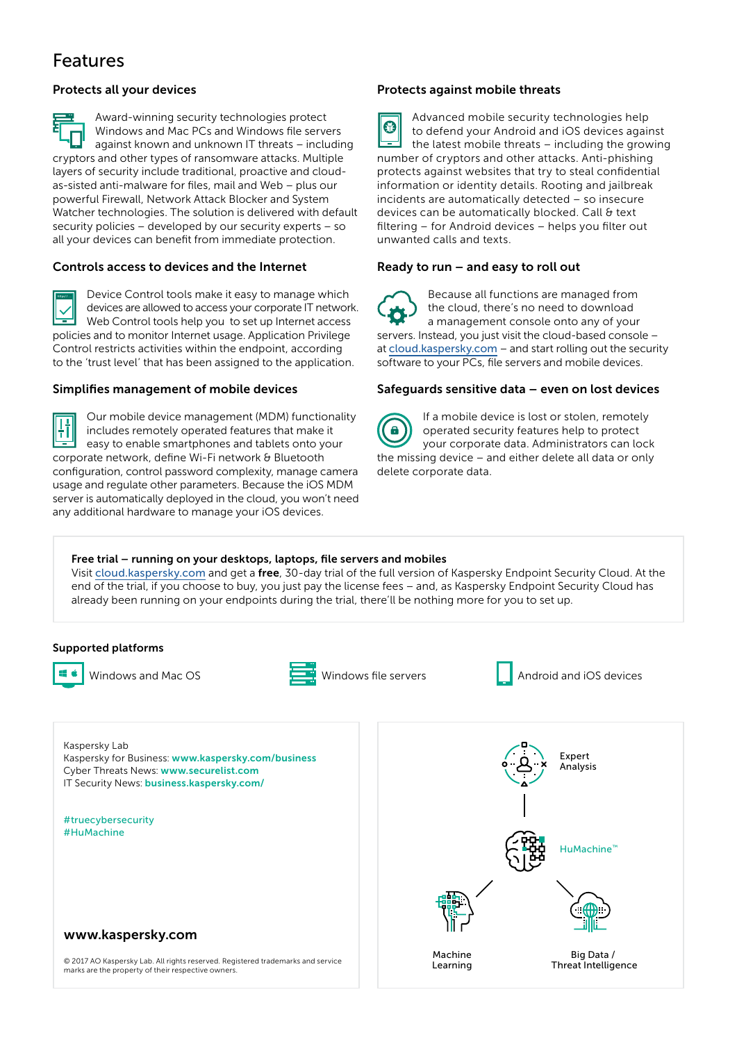# Features

## Protects all your devices

Award-winning security technologies protect Windows and Mac PCs and Windows file servers against known and unknown IT threats – including cryptors and other types of ransomware attacks. Multiple layers of security include traditional, proactive and cloud-as-sisted anti-malware for files, mail and Web – plus our powerful Firewall, Network Attack Blocker and System Watcher technologies. The solution is delivered with default security policies – developed by our security experts – so all your devices can benefit from immediate protection.

## Controls access to devices and the Internet

Device Control tools make it easy to manage which devices are allowed to access your corporate IT network. Web Control tools help you to set up Internet access policies and to monitor Internet usage. Application Privilege Control restricts activities within the endpoint, according to the 'trust level' that has been assigned to the application.

## Simplifies management of mobile devices

Our mobile device management (MDM) functionality includes remotely operated features that make it easy to enable smartphones and tablets onto your corporate network, define Wi-Fi network & Bluetooth configuration, control password complexity, manage camera usage and regulate other parameters. Because the iOS MDM server is automatically deployed in the cloud, you won't need any additional hardware to manage your iOS devices.

## Protects against mobile threats

Advanced mobile security technologies help to defend your Android and iOS devices against the latest mobile threats – including the growing number of cryptors and other attacks. Anti-phishing protects against websites that try to steal confidential information or identity details. Rooting and jailbreak incidents are automatically detected – so insecure devices can be automatically blocked. Call & text filtering – for Android devices – helps you filter out unwanted calls and texts.

## Ready to run – and easy to roll out

Because all functions are managed from the cloud, there's no need to download a management console onto any of your servers. Instead, you just visit the cloud-based console – at cloud.kaspersky.com – and start rolling out the security software to your PCs, file servers and mobile devices.

## Safeguards sensitive data – even on lost devices

If a mobile device is lost or stolen, remotely operated security features help to protect your corporate data. Administrators can lock the missing device – and either delete all data or only delete corporate data.

**Free trial – running on your desktops, laptops, file servers and mobiles**
Visit cloud.kaspersky.com and get a **free**, 30-day trial of the full version of Kaspersky Endpoint Security Cloud. At the end of the trial, if you choose to buy, you just pay the license fees – and, as Kaspersky Endpoint Security Cloud has already been running on your endpoints during the trial, there'll be nothing more for you to set up.

**Supported platforms**

Windows and Mac OS

Windows file servers

Android and iOS devices

Kaspersky Lab
Kaspersky for Business: **www.kaspersky.com/business**
Cyber Threats News: **www.securelist.com**
IT Security News: **business.kaspersky.com/**

#truecybersecurity
#HuMachine

**www.kaspersky.com**

© 2017 AO Kaspersky Lab. All rights reserved. Registered trademarks and service marks are the property of their respective owners.

Expert Analysis

HuMachine™

Machine Learning

Big Data / Threat Intelligence